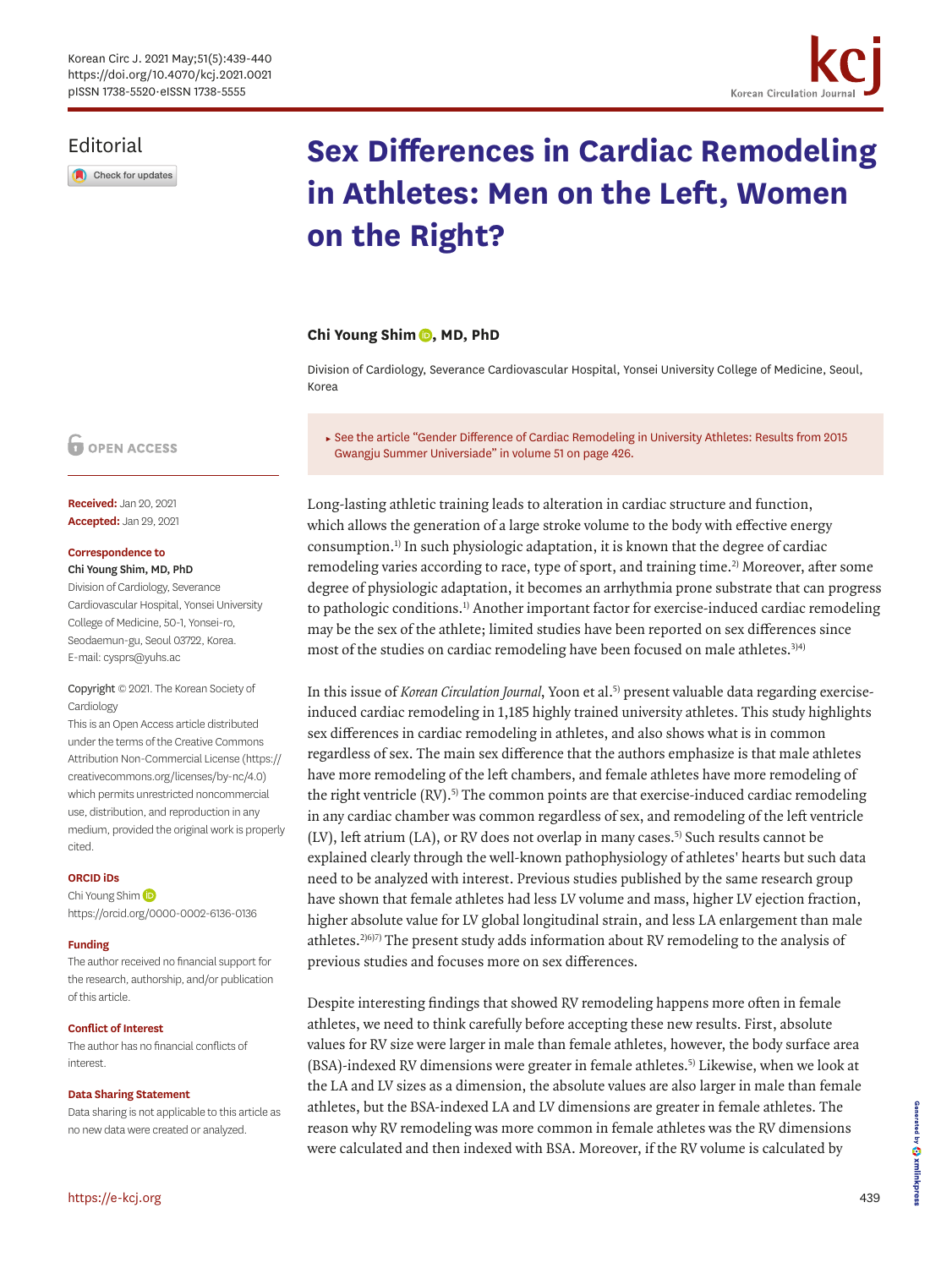Editorial

# Sex Differences in Cardiac Remodeling in Athletes: Men on the Left, Women on the Right?

**Chi Young Shim, MD, PhD**

Division of Cardiology, Severance Cardiovascular Hospital, Yonsei University College of Medicine, Seoul, Korea

OPEN ACCESS

**Received:** Jan 20, 2021
**Accepted:** Jan 29, 2021

**Correspondence to**
**Chi Young Shim, MD, PhD**
Division of Cardiology, Severance Cardiovascular Hospital, Yonsei University College of Medicine, 50-1, Yonsei-ro, Seodaemun-gu, Seoul 03722, Korea.
E-mail: cysprs@yuhs.ac

Copyright © 2021. The Korean Society of Cardiology
This is an Open Access article distributed under the terms of the Creative Commons Attribution Non-Commercial License (https://creativecommons.org/licenses/by-nc/4.0) which permits unrestricted noncommercial use, distribution, and reproduction in any medium, provided the original work is properly cited.

**ORCID iDs**
Chi Young Shim
https://orcid.org/0000-0002-6136-0136

**Funding**
The author received no financial support for the research, authorship, and/or publication of this article.

**Conflict of Interest**
The author has no financial conflicts of interest.

**Data Sharing Statement**
Data sharing is not applicable to this article as no new data were created or analyzed.

▸ See the article "Gender Difference of Cardiac Remodeling in University Athletes: Results from 2015 Gwangju Summer Universiade" in volume 51 on page 426.

Long-lasting athletic training leads to alteration in cardiac structure and function, which allows the generation of a large stroke volume to the body with effective energy consumption.[1] In such physiologic adaptation, it is known that the degree of cardiac remodeling varies according to race, type of sport, and training time.[2] Moreover, after some degree of physiologic adaptation, it becomes an arrhythmia prone substrate that can progress to pathologic conditions.[1] Another important factor for exercise-induced cardiac remodeling may be the sex of the athlete; limited studies have been reported on sex differences since most of the studies on cardiac remodeling have been focused on male athletes.[3][4]

In this issue of *Korean Circulation Journal*, Yoon et al.[5] present valuable data regarding exercise-induced cardiac remodeling in 1,185 highly trained university athletes. This study highlights sex differences in cardiac remodeling in athletes, and also shows what is in common regardless of sex. The main sex difference that the authors emphasize is that male athletes have more remodeling of the left chambers, and female athletes have more remodeling of the right ventricle (RV).[5] The common points are that exercise-induced cardiac remodeling in any cardiac chamber was common regardless of sex, and remodeling of the left ventricle (LV), left atrium (LA), or RV does not overlap in many cases.[5] Such results cannot be explained clearly through the well-known pathophysiology of athletes' hearts but such data need to be analyzed with interest. Previous studies published by the same research group have shown that female athletes had less LV volume and mass, higher LV ejection fraction, higher absolute value for LV global longitudinal strain, and less LA enlargement than male athletes.[2][6][7] The present study adds information about RV remodeling to the analysis of previous studies and focuses more on sex differences.

Despite interesting findings that showed RV remodeling happens more often in female athletes, we need to think carefully before accepting these new results. First, absolute values for RV size were larger in male than female athletes, however, the body surface area (BSA)-indexed RV dimensions were greater in female athletes.[5] Likewise, when we look at the LA and LV sizes as a dimension, the absolute values are also larger in male than female athletes, but the BSA-indexed LA and LV dimensions are greater in female athletes. The reason why RV remodeling was more common in female athletes was the RV dimensions were calculated and then indexed with BSA. Moreover, if the RV volume is calculated by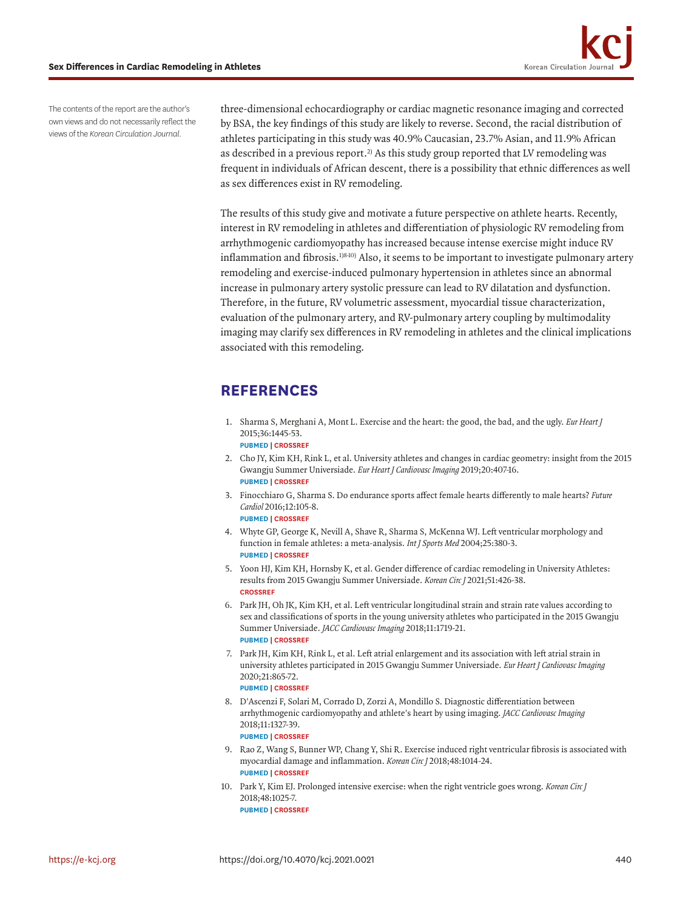The contents of the report are the author's own views and do not necessarily reflect the views of the *Korean Circulation Journal*.

three-dimensional echocardiography or cardiac magnetic resonance imaging and corrected by BSA, the key findings of this study are likely to reverse. Second, the racial distribution of athletes participating in this study was 40.9% Caucasian, 23.7% Asian, and 11.9% African as described in a previous report.[2] As this study group reported that LV remodeling was frequent in individuals of African descent, there is a possibility that ethnic differences as well as sex differences exist in RV remodeling.

The results of this study give and motivate a future perspective on athlete hearts. Recently, interest in RV remodeling in athletes and differentiation of physiologic RV remodeling from arrhythmogenic cardiomyopathy has increased because intense exercise might induce RV inflammation and fibrosis.[1,8-10] Also, it seems to be important to investigate pulmonary artery remodeling and exercise-induced pulmonary hypertension in athletes since an abnormal increase in pulmonary artery systolic pressure can lead to RV dilatation and dysfunction. Therefore, in the future, RV volumetric assessment, myocardial tissue characterization, evaluation of the pulmonary artery, and RV-pulmonary artery coupling by multimodality imaging may clarify sex differences in RV remodeling in athletes and the clinical implications associated with this remodeling.

## REFERENCES

1. Sharma S, Merghani A, Mont L. Exercise and the heart: the good, the bad, and the ugly. *Eur Heart J* 2015;36:1445-53.
   PUBMED | CROSSREF
2. Cho JY, Kim KH, Rink L, et al. University athletes and changes in cardiac geometry: insight from the 2015 Gwangju Summer Universiade. *Eur Heart J Cardiovasc Imaging* 2019;20:407-16.
   PUBMED | CROSSREF
3. Finocchiaro G, Sharma S. Do endurance sports affect female hearts differently to male hearts? *Future Cardiol* 2016;12:105-8.
   PUBMED | CROSSREF
4. Whyte GP, George K, Nevill A, Shave R, Sharma S, McKenna WJ. Left ventricular morphology and function in female athletes: a meta-analysis. *Int J Sports Med* 2004;25:380-3.
   PUBMED | CROSSREF
5. Yoon HJ, Kim KH, Hornsby K, et al. Gender difference of cardiac remodeling in University Athletes: results from 2015 Gwangju Summer Universiade. *Korean Circ J* 2021;51:426-38.
   CROSSREF
6. Park JH, Oh JK, Kim KH, et al. Left ventricular longitudinal strain and strain rate values according to sex and classifications of sports in the young university athletes who participated in the 2015 Gwangju Summer Universiade. *JACC Cardiovasc Imaging* 2018;11:1719-21.
   PUBMED | CROSSREF
7. Park JH, Kim KH, Rink L, et al. Left atrial enlargement and its association with left atrial strain in university athletes participated in 2015 Gwangju Summer Universiade. *Eur Heart J Cardiovasc Imaging* 2020;21:865-72.
   PUBMED | CROSSREF
8. D'Ascenzi F, Solari M, Corrado D, Zorzi A, Mondillo S. Diagnostic differentiation between arrhythmogenic cardiomyopathy and athlete's heart by using imaging. *JACC Cardiovasc Imaging* 2018;11:1327-39.
   PUBMED | CROSSREF
9. Rao Z, Wang S, Bunner WP, Chang Y, Shi R. Exercise induced right ventricular fibrosis is associated with myocardial damage and inflammation. *Korean Circ J* 2018;48:1014-24.
   PUBMED | CROSSREF
10. Park Y, Kim EJ. Prolonged intensive exercise: when the right ventricle goes wrong. *Korean Circ J* 2018;48:1025-7.
    PUBMED | CROSSREF